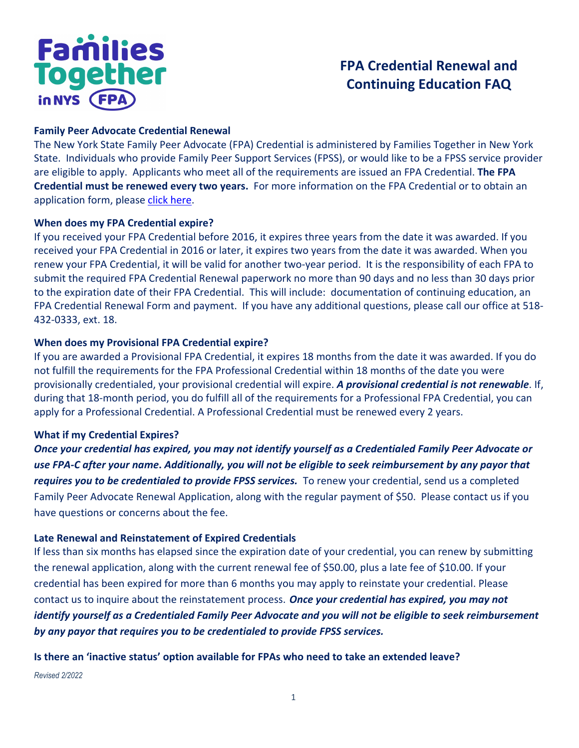# FPA Credential Renewal and Continuing Education FAQ

**Family Peer Advocate Credential Renewal**

The New York State Family Peer Advocate (FPA) Credential is administered by Families Together in New York State. Individuals who provide Family Peer Support Services (FPSS), or would like to be a FPSS service provider are eligible to apply. Applicants who meet all of the requirements are issued an FPA Credential. **The FPA Credential must be renewed every two years.** For more information on the FPA Credential or to obtain an application form, please click here.

**When does my FPA Credential expire?**

If you received your FPA Credential before 2016, it expires three years from the date it was awarded. If you received your FPA Credential in 2016 or later, it expires two years from the date it was awarded. When you renew your FPA Credential, it will be valid for another two-year period. It is the responsibility of each FPA to submit the required FPA Credential Renewal paperwork no more than 90 days and no less than 30 days prior to the expiration date of their FPA Credential. This will include: documentation of continuing education, an FPA Credential Renewal Form and payment. If you have any additional questions, please call our office at 518-432-0333, ext. 18.

**When does my Provisional FPA Credential expire?**

If you are awarded a Provisional FPA Credential, it expires 18 months from the date it was awarded. If you do not fulfill the requirements for the FPA Professional Credential within 18 months of the date you were provisionally credentialed, your provisional credential will expire. ***A provisional credential is not renewable***. If, during that 18-month period, you do fulfill all of the requirements for a Professional FPA Credential, you can apply for a Professional Credential. A Professional Credential must be renewed every 2 years.

**What if my Credential Expires?**

***Once your credential has expired, you may not identify yourself as a Credentialed Family Peer Advocate or use FPA-C after your name. Additionally, you will not be eligible to seek reimbursement by any payor that requires you to be credentialed to provide FPSS services.*** To renew your credential, send us a completed Family Peer Advocate Renewal Application, along with the regular payment of $50. Please contact us if you have questions or concerns about the fee.

**Late Renewal and Reinstatement of Expired Credentials**

If less than six months has elapsed since the expiration date of your credential, you can renew by submitting the renewal application, along with the current renewal fee of $50.00, plus a late fee of $10.00. If your credential has been expired for more than 6 months you may apply to reinstate your credential. Please contact us to inquire about the reinstatement process. ***Once your credential has expired, you may not identify yourself as a Credentialed Family Peer Advocate and you will not be eligible to seek reimbursement by any payor that requires you to be credentialed to provide FPSS services.***

**Is there an 'inactive status' option available for FPAs who need to take an extended leave?**

*Revised 2/2022*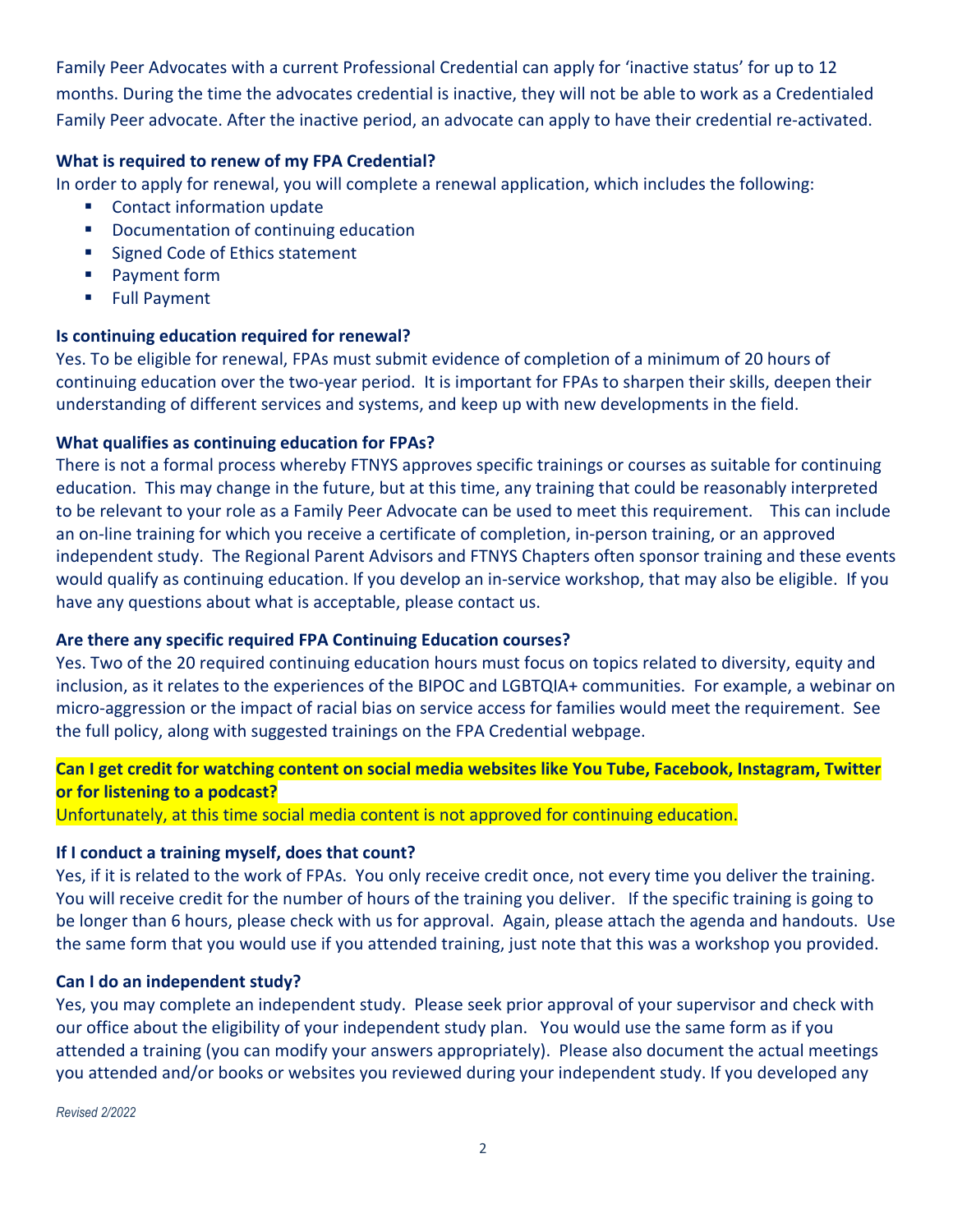Family Peer Advocates with a current Professional Credential can apply for 'inactive status' for up to 12 months. During the time the advocates credential is inactive, they will not be able to work as a Credentialed Family Peer advocate. After the inactive period, an advocate can apply to have their credential re-activated.

**What is required to renew of my FPA Credential?**

In order to apply for renewal, you will complete a renewal application, which includes the following:

- Contact information update
- Documentation of continuing education
- Signed Code of Ethics statement
- Payment form
- Full Payment

**Is continuing education required for renewal?**

Yes. To be eligible for renewal, FPAs must submit evidence of completion of a minimum of 20 hours of continuing education over the two-year period. It is important for FPAs to sharpen their skills, deepen their understanding of different services and systems, and keep up with new developments in the field.

**What qualifies as continuing education for FPAs?**

There is not a formal process whereby FTNYS approves specific trainings or courses as suitable for continuing education. This may change in the future, but at this time, any training that could be reasonably interpreted to be relevant to your role as a Family Peer Advocate can be used to meet this requirement. This can include an on-line training for which you receive a certificate of completion, in-person training, or an approved independent study. The Regional Parent Advisors and FTNYS Chapters often sponsor training and these events would qualify as continuing education. If you develop an in-service workshop, that may also be eligible. If you have any questions about what is acceptable, please contact us.

**Are there any specific required FPA Continuing Education courses?**

Yes. Two of the 20 required continuing education hours must focus on topics related to diversity, equity and inclusion, as it relates to the experiences of the BIPOC and LGBTQIA+ communities. For example, a webinar on micro-aggression or the impact of racial bias on service access for families would meet the requirement. See the full policy, along with suggested trainings on the FPA Credential webpage.

**Can I get credit for watching content on social media websites like You Tube, Facebook, Instagram, Twitter or for listening to a podcast?**

Unfortunately, at this time social media content is not approved for continuing education.

**If I conduct a training myself, does that count?**

Yes, if it is related to the work of FPAs. You only receive credit once, not every time you deliver the training. You will receive credit for the number of hours of the training you deliver. If the specific training is going to be longer than 6 hours, please check with us for approval. Again, please attach the agenda and handouts. Use the same form that you would use if you attended training, just note that this was a workshop you provided.

**Can I do an independent study?**

Yes, you may complete an independent study. Please seek prior approval of your supervisor and check with our office about the eligibility of your independent study plan. You would use the same form as if you attended a training (you can modify your answers appropriately). Please also document the actual meetings you attended and/or books or websites you reviewed during your independent study. If you developed any

*Revised 2/2022*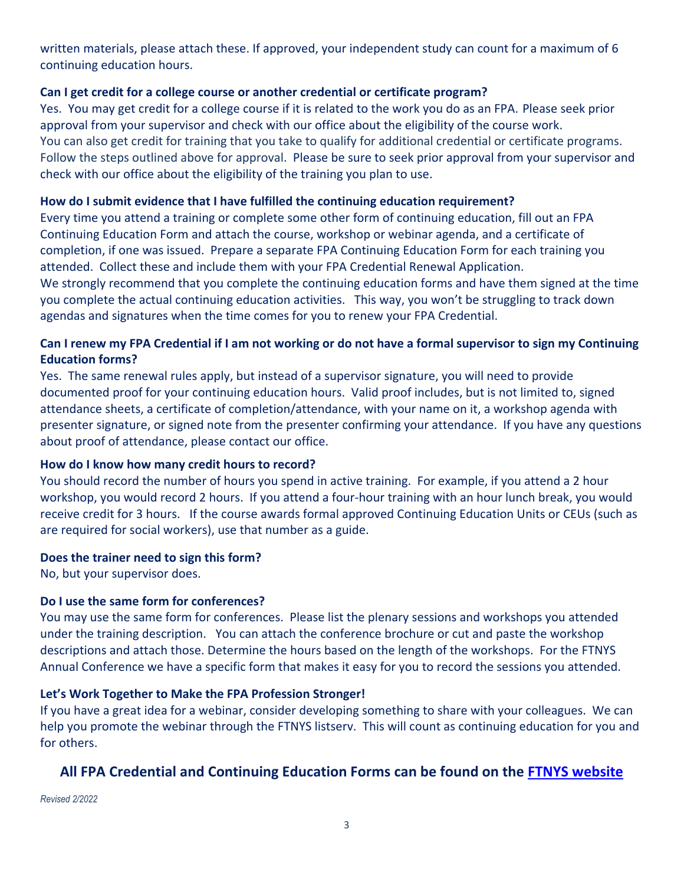written materials, please attach these. If approved, your independent study can count for a maximum of 6 continuing education hours.

**Can I get credit for a college course or another credential or certificate program?**

Yes. You may get credit for a college course if it is related to the work you do as an FPA. Please seek prior approval from your supervisor and check with our office about the eligibility of the course work.
You can also get credit for training that you take to qualify for additional credential or certificate programs. Follow the steps outlined above for approval. Please be sure to seek prior approval from your supervisor and check with our office about the eligibility of the training you plan to use.

**How do I submit evidence that I have fulfilled the continuing education requirement?**

Every time you attend a training or complete some other form of continuing education, fill out an FPA Continuing Education Form and attach the course, workshop or webinar agenda, and a certificate of completion, if one was issued. Prepare a separate FPA Continuing Education Form for each training you attended. Collect these and include them with your FPA Credential Renewal Application.
We strongly recommend that you complete the continuing education forms and have them signed at the time you complete the actual continuing education activities. This way, you won't be struggling to track down agendas and signatures when the time comes for you to renew your FPA Credential.

**Can I renew my FPA Credential if I am not working or do not have a formal supervisor to sign my Continuing Education forms?**

Yes. The same renewal rules apply, but instead of a supervisor signature, you will need to provide documented proof for your continuing education hours. Valid proof includes, but is not limited to, signed attendance sheets, a certificate of completion/attendance, with your name on it, a workshop agenda with presenter signature, or signed note from the presenter confirming your attendance. If you have any questions about proof of attendance, please contact our office.

**How do I know how many credit hours to record?**

You should record the number of hours you spend in active training. For example, if you attend a 2 hour workshop, you would record 2 hours. If you attend a four-hour training with an hour lunch break, you would receive credit for 3 hours. If the course awards formal approved Continuing Education Units or CEUs (such as are required for social workers), use that number as a guide.

**Does the trainer need to sign this form?**

No, but your supervisor does.

**Do I use the same form for conferences?**

You may use the same form for conferences. Please list the plenary sessions and workshops you attended under the training description. You can attach the conference brochure or cut and paste the workshop descriptions and attach those. Determine the hours based on the length of the workshops. For the FTNYS Annual Conference we have a specific form that makes it easy for you to record the sessions you attended.

**Let's Work Together to Make the FPA Profession Stronger!**

If you have a great idea for a webinar, consider developing something to share with your colleagues. We can help you promote the webinar through the FTNYS listserv. This will count as continuing education for you and for others.

## All FPA Credential and Continuing Education Forms can be found on the FTNYS website

*Revised 2/2022*